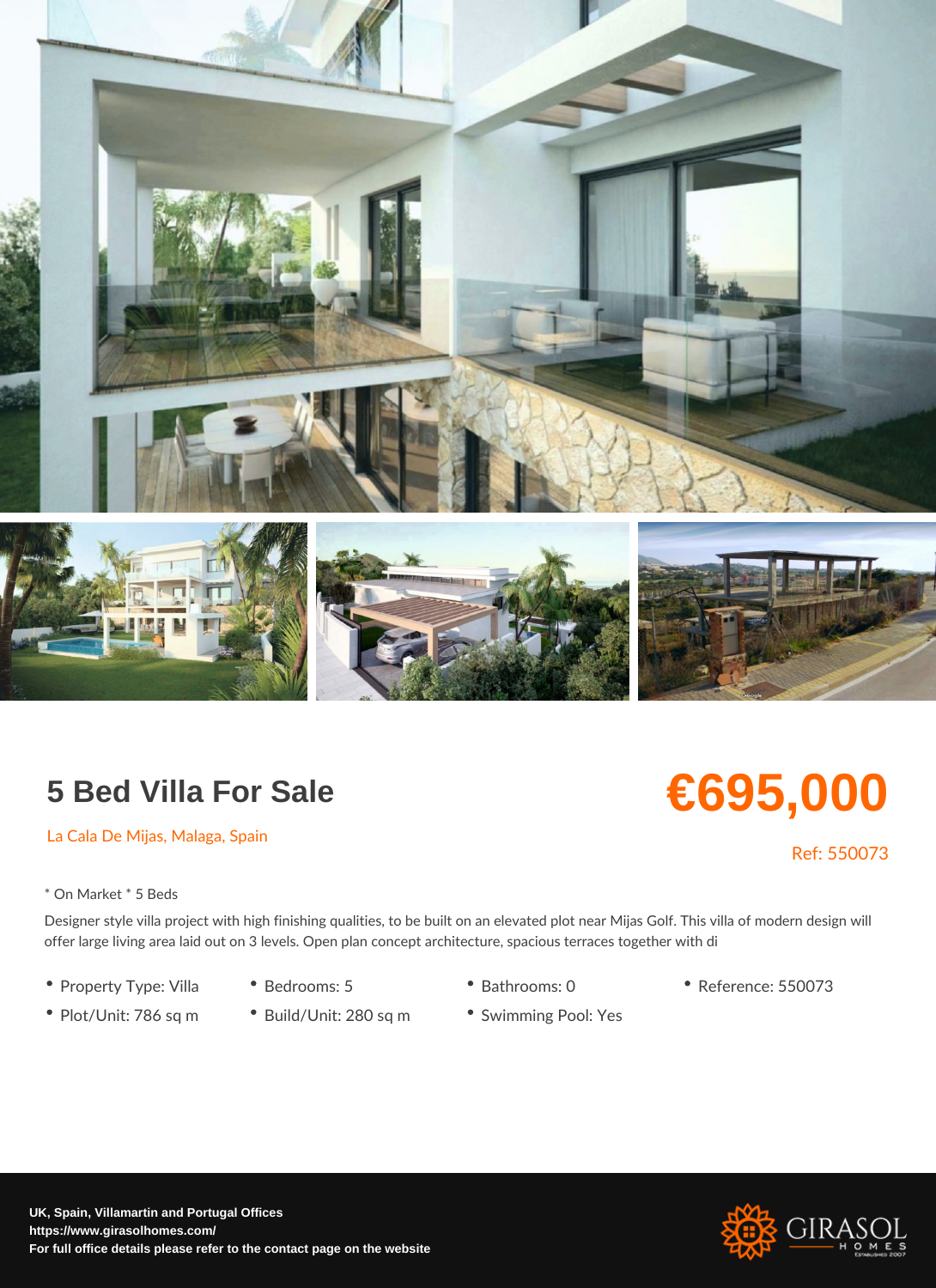# 5 Bed Villa For Sale

La Cala De Mijas, Malaga, Spain

**€695,000**

Ref: 550073

* On Market * 5 Beds

Designer style villa project with high finishing qualities, to be built on an elevated plot near Mijas Golf. This villa of modern design will offer large living area laid out on 3 levels. Open plan concept architecture, spacious terraces together with di

- Property Type: Villa
- Bedrooms: 5
- Bathrooms: 0
- Reference: 550073
- Plot/Unit: 786 sq m
- Build/Unit: 280 sq m
- Swimming Pool: Yes

**UK, Spain, Villamartin and Portugal Offices**
**https://www.girasolhomes.com/**
**For full office details please refer to the contact page on the website**

GIRASOL HOMES Established 2007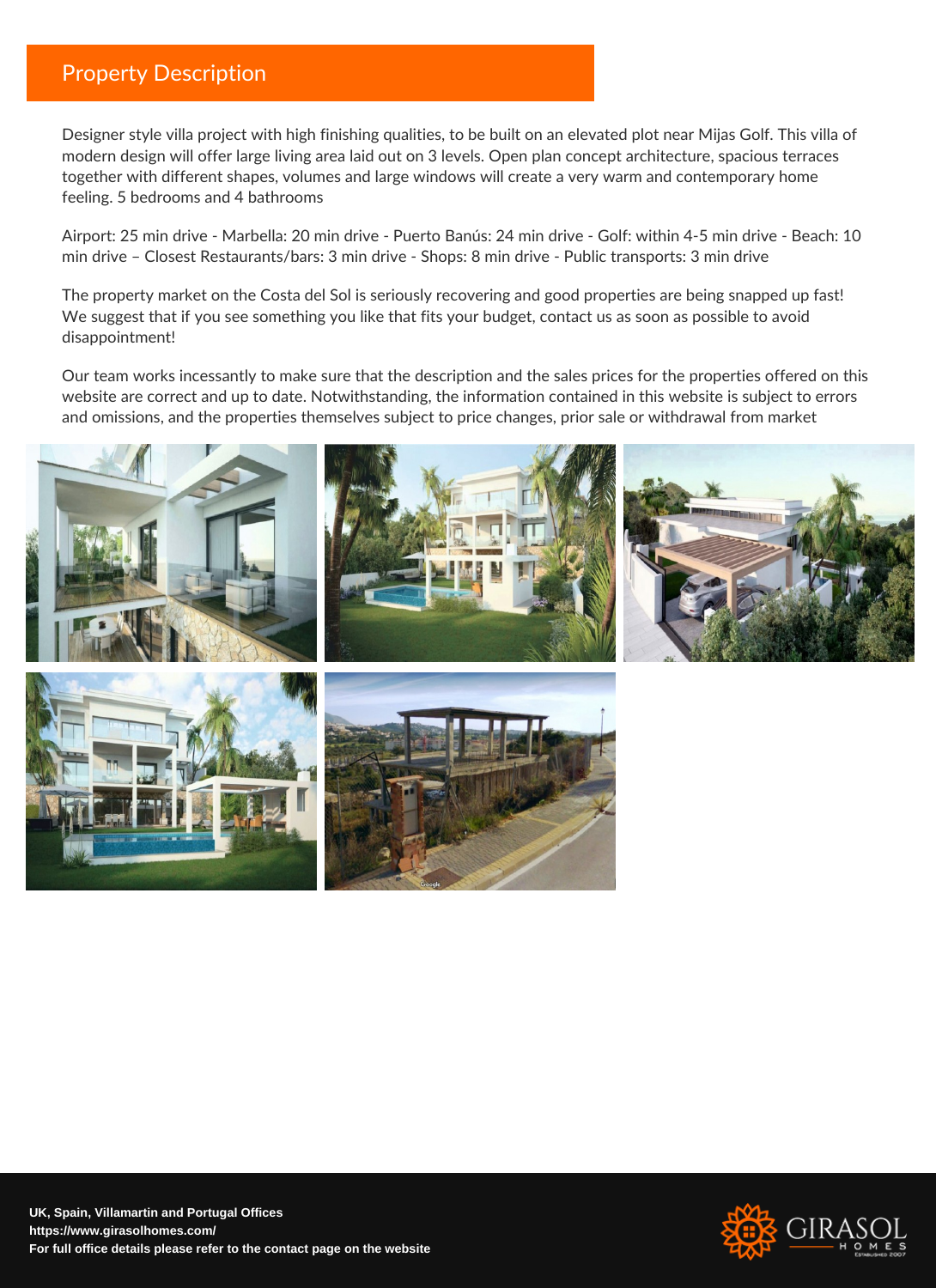## Property Description

Designer style villa project with high finishing qualities, to be built on an elevated plot near Mijas Golf. This villa of modern design will offer large living area laid out on 3 levels. Open plan concept architecture, spacious terraces together with different shapes, volumes and large windows will create a very warm and contemporary home feeling. 5 bedrooms and 4 bathrooms

Airport: 25 min drive - Marbella: 20 min drive - Puerto Banús: 24 min drive - Golf: within 4-5 min drive - Beach: 10 min drive – Closest Restaurants/bars: 3 min drive - Shops: 8 min drive - Public transports: 3 min drive

The property market on the Costa del Sol is seriously recovering and good properties are being snapped up fast! We suggest that if you see something you like that fits your budget, contact us as soon as possible to avoid disappointment!

Our team works incessantly to make sure that the description and the sales prices for the properties offered on this website are correct and up to date. Notwithstanding, the information contained in this website is subject to errors and omissions, and the properties themselves subject to price changes, prior sale or withdrawal from market

**UK, Spain, Villamartin and Portugal Offices**
**https://www.girasolhomes.com/**
**For full office details please refer to the contact page on the website**